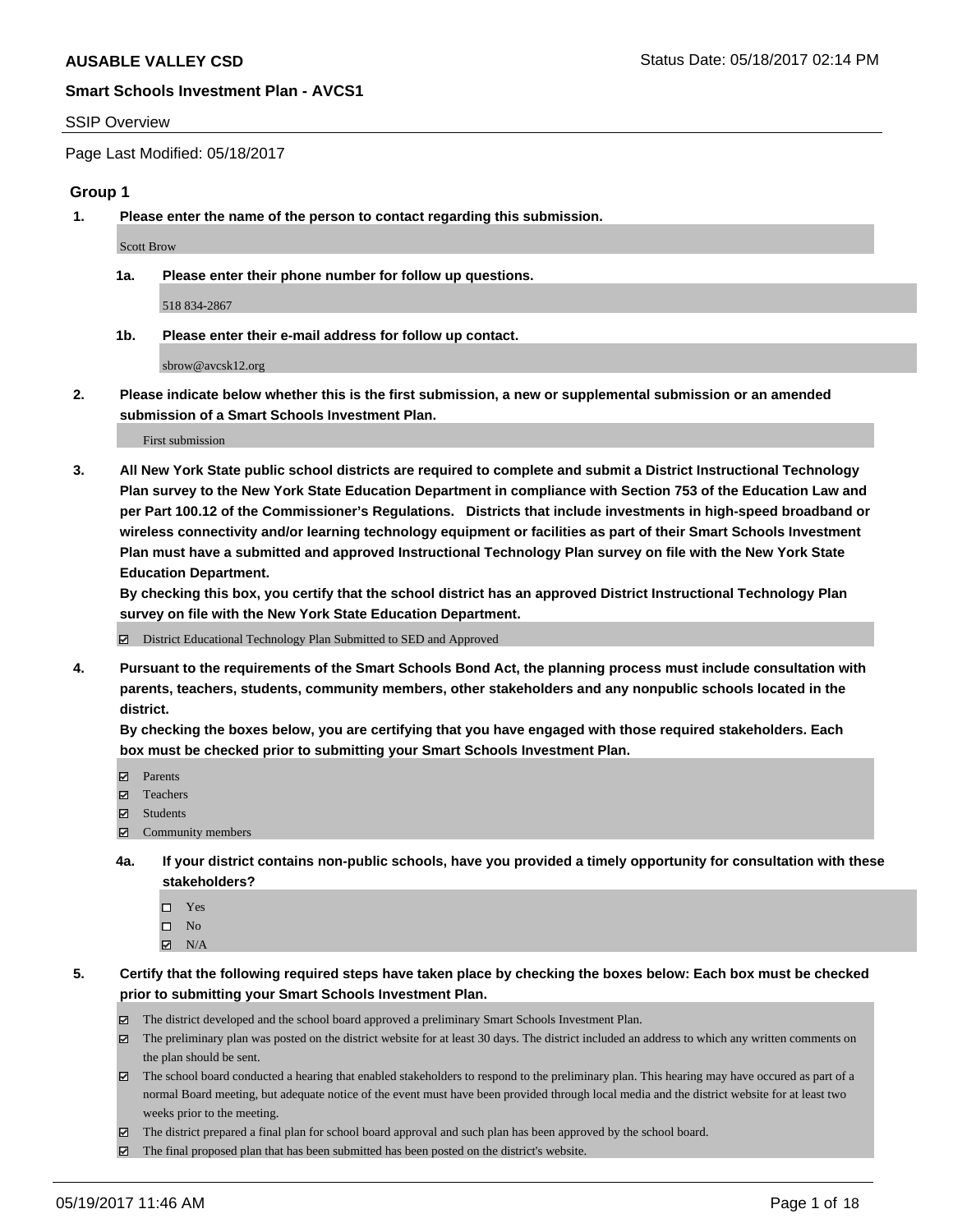**AUSABLE VALLEY CSD** Status Date: 05/18/2017 02:14 PM

**Smart Schools Investment Plan - AVCS1**

SSIP Overview

Page Last Modified: 05/18/2017

### Group 1

**1. Please enter the name of the person to contact regarding this submission.**

Scott Brow

**1a. Please enter their phone number for follow up questions.**

518 834-2867

**1b. Please enter their e-mail address for follow up contact.**

sbrow@avcsk12.org

**2. Please indicate below whether this is the first submission, a new or supplemental submission or an amended submission of a Smart Schools Investment Plan.**

First submission

**3. All New York State public school districts are required to complete and submit a District Instructional Technology Plan survey to the New York State Education Department in compliance with Section 753 of the Education Law and per Part 100.12 of the Commissioner's Regulations. Districts that include investments in high-speed broadband or wireless connectivity and/or learning technology equipment or facilities as part of their Smart Schools Investment Plan must have a submitted and approved Instructional Technology Plan survey on file with the New York State Education Department.**
**By checking this box, you certify that the school district has an approved District Instructional Technology Plan survey on file with the New York State Education Department.**

- [x] District Educational Technology Plan Submitted to SED and Approved

**4. Pursuant to the requirements of the Smart Schools Bond Act, the planning process must include consultation with parents, teachers, students, community members, other stakeholders and any nonpublic schools located in the district.**
**By checking the boxes below, you are certifying that you have engaged with those required stakeholders. Each box must be checked prior to submitting your Smart Schools Investment Plan.**

- [x] Parents
- [x] Teachers
- [x] Students
- [x] Community members

**4a. If your district contains non-public schools, have you provided a timely opportunity for consultation with these stakeholders?**

- [ ] Yes
- [ ] No
- [x] N/A

**5. Certify that the following required steps have taken place by checking the boxes below: Each box must be checked prior to submitting your Smart Schools Investment Plan.**

- [x] The district developed and the school board approved a preliminary Smart Schools Investment Plan.
- [x] The preliminary plan was posted on the district website for at least 30 days. The district included an address to which any written comments on the plan should be sent.
- [x] The school board conducted a hearing that enabled stakeholders to respond to the preliminary plan. This hearing may have occured as part of a normal Board meeting, but adequate notice of the event must have been provided through local media and the district website for at least two weeks prior to the meeting.
- [x] The district prepared a final plan for school board approval and such plan has been approved by the school board.
- [x] The final proposed plan that has been submitted has been posted on the district's website.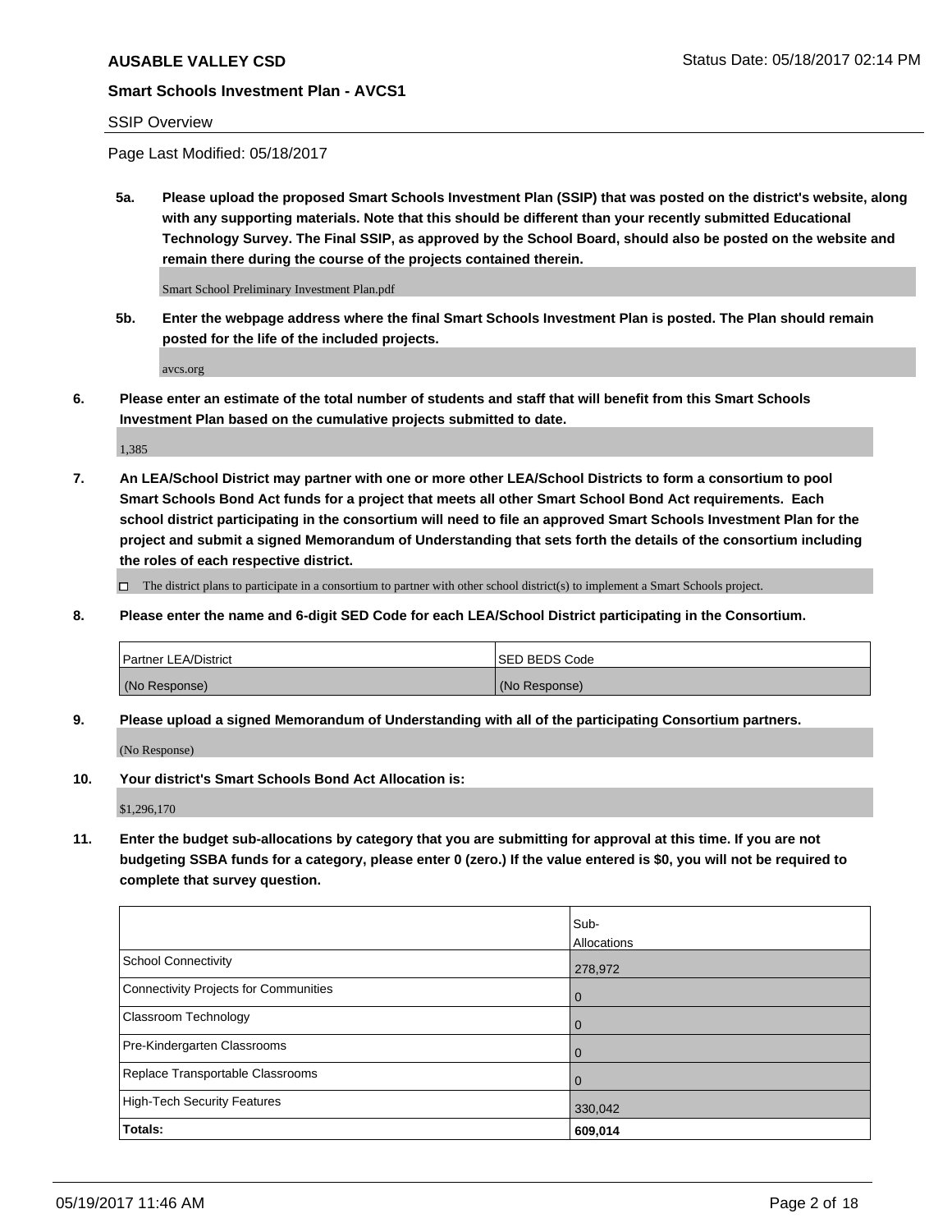SSIP Overview

Page Last Modified: 05/18/2017

**5a. Please upload the proposed Smart Schools Investment Plan (SSIP) that was posted on the district's website, along with any supporting materials. Note that this should be different than your recently submitted Educational Technology Survey. The Final SSIP, as approved by the School Board, should also be posted on the website and remain there during the course of the projects contained therein.**

Smart School Preliminary Investment Plan.pdf

**5b. Enter the webpage address where the final Smart Schools Investment Plan is posted. The Plan should remain posted for the life of the included projects.**

avcs.org

**6. Please enter an estimate of the total number of students and staff that will benefit from this Smart Schools Investment Plan based on the cumulative projects submitted to date.**

1,385

**7. An LEA/School District may partner with one or more other LEA/School Districts to form a consortium to pool Smart Schools Bond Act funds for a project that meets all other Smart School Bond Act requirements. Each school district participating in the consortium will need to file an approved Smart Schools Investment Plan for the project and submit a signed Memorandum of Understanding that sets forth the details of the consortium including the roles of each respective district.**

☐ The district plans to participate in a consortium to partner with other school district(s) to implement a Smart Schools project.

**8. Please enter the name and 6-digit SED Code for each LEA/School District participating in the Consortium.**

| Partner LEA/District | SED BEDS Code |
|---|---|
| (No Response) | (No Response) |

**9. Please upload a signed Memorandum of Understanding with all of the participating Consortium partners.**

(No Response)

**10. Your district's Smart Schools Bond Act Allocation is:**

$1,296,170

**11. Enter the budget sub-allocations by category that you are submitting for approval at this time. If you are not budgeting SSBA funds for a category, please enter 0 (zero.) If the value entered is $0, you will not be required to complete that survey question.**

| | Sub-Allocations |
|---|---|
| School Connectivity | 278,972 |
| Connectivity Projects for Communities | 0 |
| Classroom Technology | 0 |
| Pre-Kindergarten Classrooms | 0 |
| Replace Transportable Classrooms | 0 |
| High-Tech Security Features | 330,042 |
| **Totals:** | **609,014** |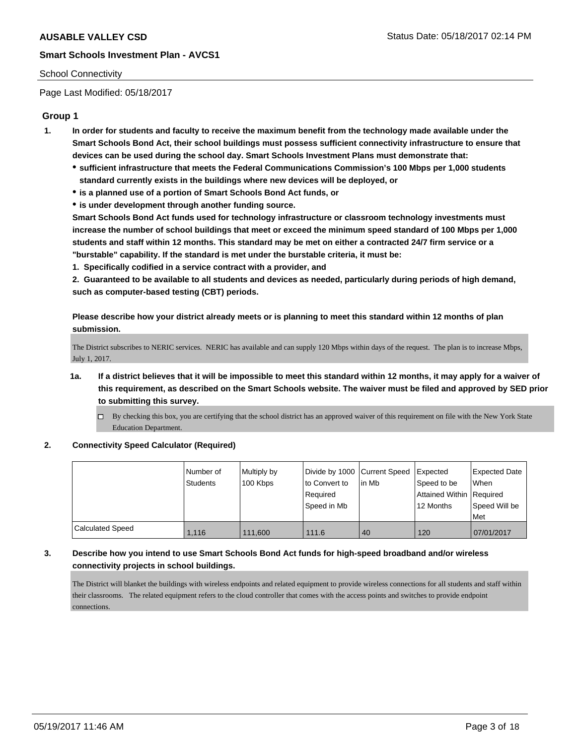## AUSABLE VALLEY CSD

**Status Date: 05/18/2017 02:14 PM**

### Smart Schools Investment Plan - AVCS1

School Connectivity

Page Last Modified: 05/18/2017

### Group 1

1. **In order for students and faculty to receive the maximum benefit from the technology made available under the Smart Schools Bond Act, their school buildings must possess sufficient connectivity infrastructure to ensure that devices can be used during the school day. Smart Schools Investment Plans must demonstrate that:**
   - **sufficient infrastructure that meets the Federal Communications Commission's 100 Mbps per 1,000 students standard currently exists in the buildings where new devices will be deployed, or**
   - **is a planned use of a portion of Smart Schools Bond Act funds, or**
   - **is under development through another funding source.**

   **Smart Schools Bond Act funds used for technology infrastructure or classroom technology investments must increase the number of school buildings that meet or exceed the minimum speed standard of 100 Mbps per 1,000 students and staff within 12 months. This standard may be met on either a contracted 24/7 firm service or a "burstable" capability. If the standard is met under the burstable criteria, it must be:**

   **1. Specifically codified in a service contract with a provider, and**

   **2. Guaranteed to be available to all students and devices as needed, particularly during periods of high demand, such as computer-based testing (CBT) periods.**

   **Please describe how your district already meets or is planning to meet this standard within 12 months of plan submission.**

   The District subscribes to NERIC services. NERIC has available and can supply 120 Mbps within days of the request. The plan is to increase Mbps, July 1, 2017.

   1a. **If a district believes that it will be impossible to meet this standard within 12 months, it may apply for a waiver of this requirement, as described on the Smart Schools website. The waiver must be filed and approved by SED prior to submitting this survey.**

   ☐ By checking this box, you are certifying that the school district has an approved waiver of this requirement on file with the New York State Education Department.

2. **Connectivity Speed Calculator (Required)**

| | Number of Students | Multiply by 100 Kbps | Divide by 1000 to Convert to Required Speed in Mb | Current Speed in Mb | Expected Speed to be Attained Within 12 Months | Expected Date When Required Speed Will be Met |
|---|---|---|---|---|---|---|
| Calculated Speed | 1,116 | 111,600 | 111.6 | 40 | 120 | 07/01/2017 |

3. **Describe how you intend to use Smart Schools Bond Act funds for high-speed broadband and/or wireless connectivity projects in school buildings.**

   The District will blanket the buildings with wireless endpoints and related equipment to provide wireless connections for all students and staff within their classrooms. The related equipment refers to the cloud controller that comes with the access points and switches to provide endpoint connections.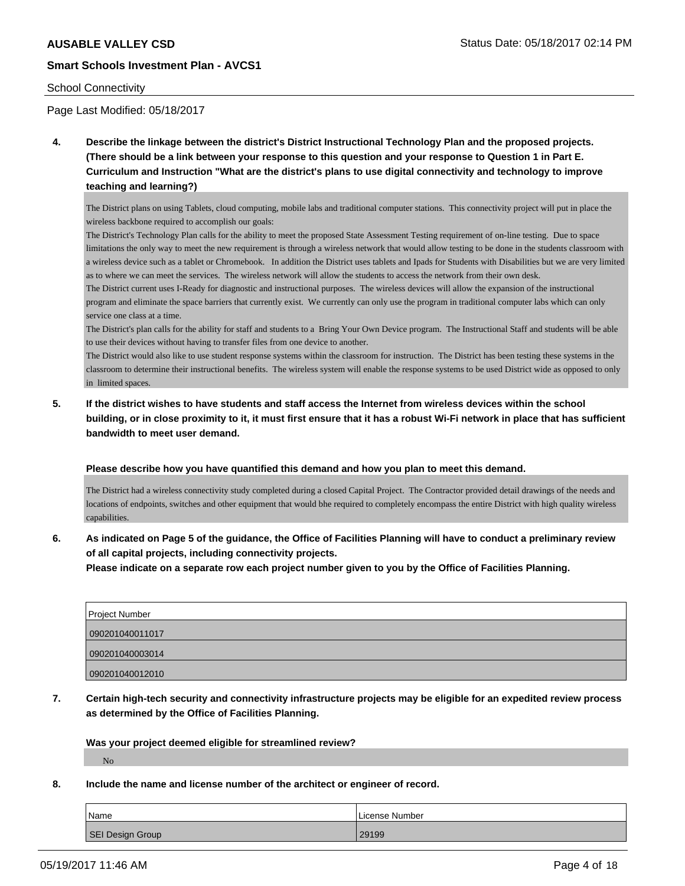**4. Describe the linkage between the district's District Instructional Technology Plan and the proposed projects. (There should be a link between your response to this question and your response to Question 1 in Part E. Curriculum and Instruction "What are the district's plans to use digital connectivity and technology to improve teaching and learning?)**

The District plans on using Tablets, cloud computing, mobile labs and traditional computer stations. This connectivity project will put in place the wireless backbone required to accomplish our goals:
The District's Technology Plan calls for the ability to meet the proposed State Assessment Testing requirement of on-line testing. Due to space limitations the only way to meet the new requirement is through a wireless network that would allow testing to be done in the students classroom with a wireless device such as a tablet or Chromebook. In addition the District uses tablets and Ipads for Students with Disabilities but we are very limited as to where we can meet the services. The wireless network will allow the students to access the network from their own desk.
The District current uses I-Ready for diagnostic and instructional purposes. The wireless devices will allow the expansion of the instructional program and eliminate the space barriers that currently exist. We currently can only use the program in traditional computer labs which can only service one class at a time.
The District's plan calls for the ability for staff and students to a Bring Your Own Device program. The Instructional Staff and students will be able to use their devices without having to transfer files from one device to another.
The District would also like to use student response systems within the classroom for instruction. The District has been testing these systems in the classroom to determine their instructional benefits. The wireless system will enable the response systems to be used District wide as opposed to only in limited spaces.

**5. If the district wishes to have students and staff access the Internet from wireless devices within the school building, or in close proximity to it, it must first ensure that it has a robust Wi-Fi network in place that has sufficient bandwidth to meet user demand.**

**Please describe how you have quantified this demand and how you plan to meet this demand.**

The District had a wireless connectivity study completed during a closed Capital Project. The Contractor provided detail drawings of the needs and locations of endpoints, switches and other equipment that would bhe required to completely encompass the entire District with high quality wireless capabilities.

**6. As indicated on Page 5 of the guidance, the Office of Facilities Planning will have to conduct a preliminary review of all capital projects, including connectivity projects.**
**Please indicate on a separate row each project number given to you by the Office of Facilities Planning.**

| Project Number |
|---|
| 090201040011017 |
| 090201040003014 |
| 090201040012010 |

**7. Certain high-tech security and connectivity infrastructure projects may be eligible for an expedited review process as determined by the Office of Facilities Planning.**

**Was your project deemed eligible for streamlined review?**

No

**8. Include the name and license number of the architect or engineer of record.**

| Name | License Number |
|---|---|
| SEI Design Group | 29199 |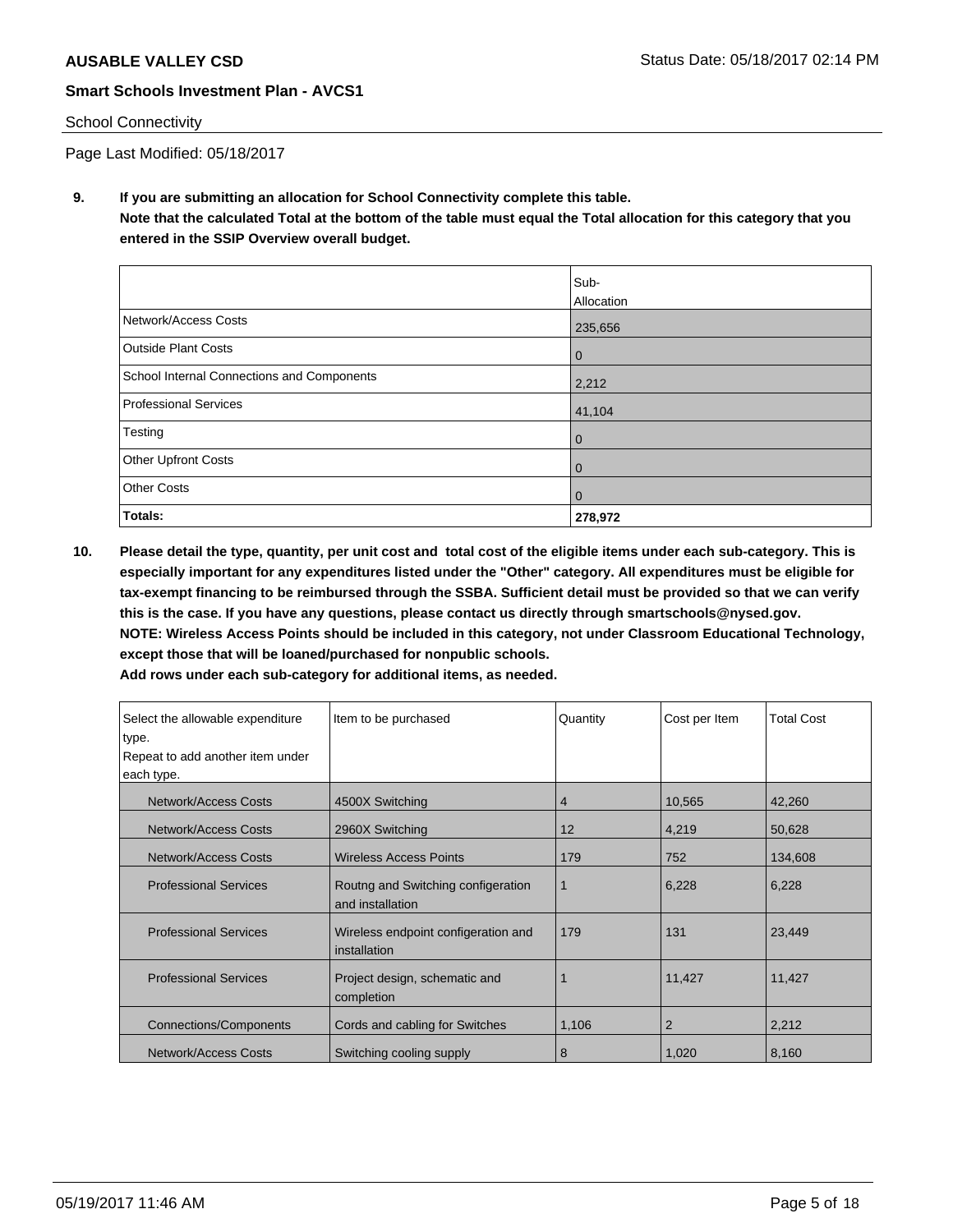School Connectivity

Page Last Modified: 05/18/2017

**9. If you are submitting an allocation for School Connectivity complete this table.**
**Note that the calculated Total at the bottom of the table must equal the Total allocation for this category that you entered in the SSIP Overview overall budget.**

| | Sub-Allocation |
|---|---|
| Network/Access Costs | 235,656 |
| Outside Plant Costs | 0 |
| School Internal Connections and Components | 2,212 |
| Professional Services | 41,104 |
| Testing | 0 |
| Other Upfront Costs | 0 |
| Other Costs | 0 |
| **Totals:** | **278,972** |

**10. Please detail the type, quantity, per unit cost and total cost of the eligible items under each sub-category. This is especially important for any expenditures listed under the "Other" category. All expenditures must be eligible for tax-exempt financing to be reimbursed through the SSBA. Sufficient detail must be provided so that we can verify this is the case. If you have any questions, please contact us directly through smartschools@nysed.gov.**
**NOTE: Wireless Access Points should be included in this category, not under Classroom Educational Technology, except those that will be loaned/purchased for nonpublic schools.**
**Add rows under each sub-category for additional items, as needed.**

| Select the allowable expenditure type. Repeat to add another item under each type. | Item to be purchased | Quantity | Cost per Item | Total Cost |
|---|---|---|---|---|
| Network/Access Costs | 4500X Switching | 4 | 10,565 | 42,260 |
| Network/Access Costs | 2960X Switching | 12 | 4,219 | 50,628 |
| Network/Access Costs | Wireless Access Points | 179 | 752 | 134,608 |
| Professional Services | Routng and Switching configeration and installation | 1 | 6,228 | 6,228 |
| Professional Services | Wireless endpoint configeration and installation | 179 | 131 | 23,449 |
| Professional Services | Project design, schematic and completion | 1 | 11,427 | 11,427 |
| Connections/Components | Cords and cabling for Switches | 1,106 | 2 | 2,212 |
| Network/Access Costs | Switching cooling supply | 8 | 1,020 | 8,160 |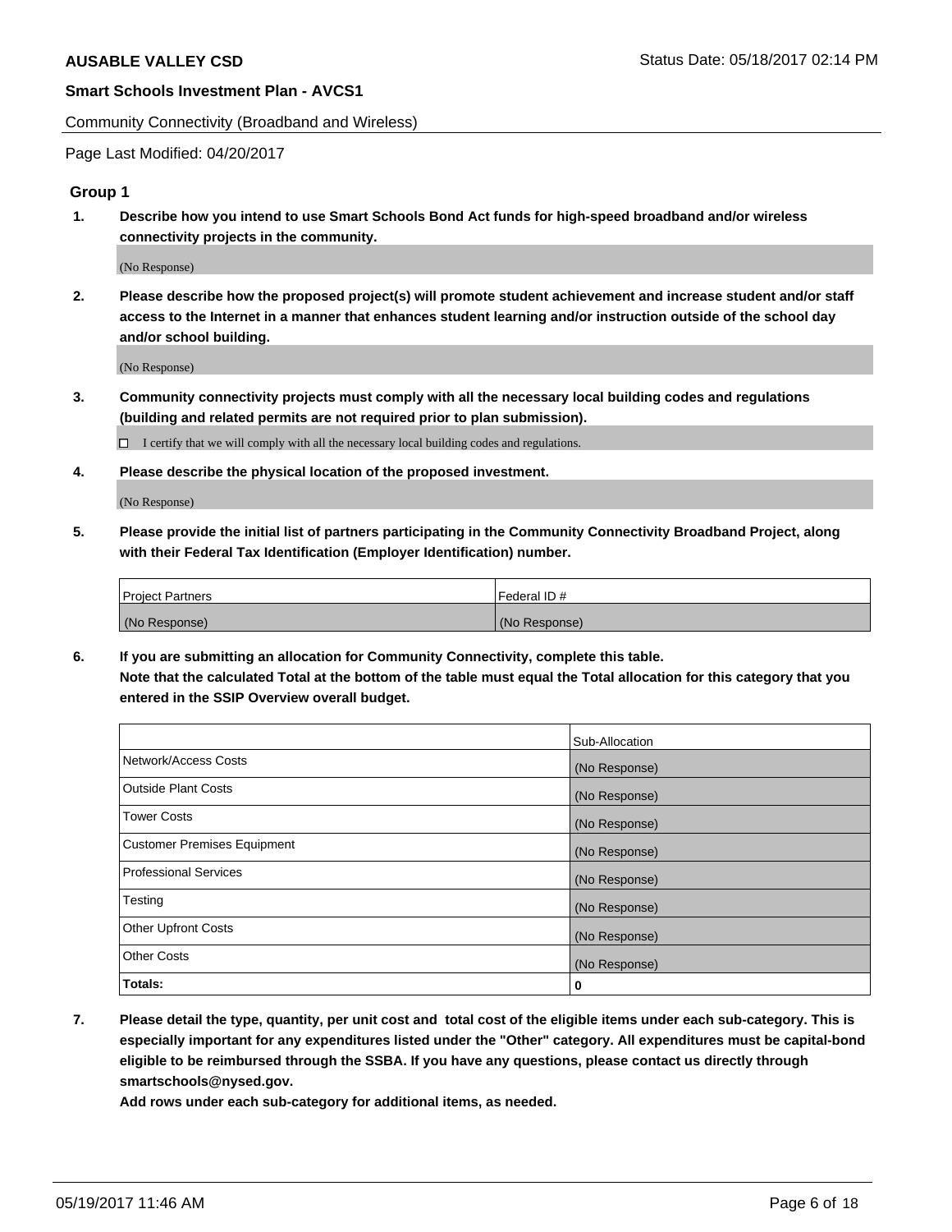Community Connectivity (Broadband and Wireless)

Page Last Modified: 04/20/2017

### Group 1

**1. Describe how you intend to use Smart Schools Bond Act funds for high-speed broadband and/or wireless connectivity projects in the community.**

(No Response)

**2. Please describe how the proposed project(s) will promote student achievement and increase student and/or staff access to the Internet in a manner that enhances student learning and/or instruction outside of the school day and/or school building.**

(No Response)

**3. Community connectivity projects must comply with all the necessary local building codes and regulations (building and related permits are not required prior to plan submission).**

☐ I certify that we will comply with all the necessary local building codes and regulations.

**4. Please describe the physical location of the proposed investment.**

(No Response)

**5. Please provide the initial list of partners participating in the Community Connectivity Broadband Project, along with their Federal Tax Identification (Employer Identification) number.**

| Project Partners | Federal ID # |
|---|---|
| (No Response) | (No Response) |

**6. If you are submitting an allocation for Community Connectivity, complete this table.**
**Note that the calculated Total at the bottom of the table must equal the Total allocation for this category that you entered in the SSIP Overview overall budget.**

| | Sub-Allocation |
|---|---|
| Network/Access Costs | (No Response) |
| Outside Plant Costs | (No Response) |
| Tower Costs | (No Response) |
| Customer Premises Equipment | (No Response) |
| Professional Services | (No Response) |
| Testing | (No Response) |
| Other Upfront Costs | (No Response) |
| Other Costs | (No Response) |
| **Totals:** | **0** |

**7. Please detail the type, quantity, per unit cost and total cost of the eligible items under each sub-category. This is especially important for any expenditures listed under the "Other" category. All expenditures must be capital-bond eligible to be reimbursed through the SSBA. If you have any questions, please contact us directly through smartschools@nysed.gov.**
**Add rows under each sub-category for additional items, as needed.**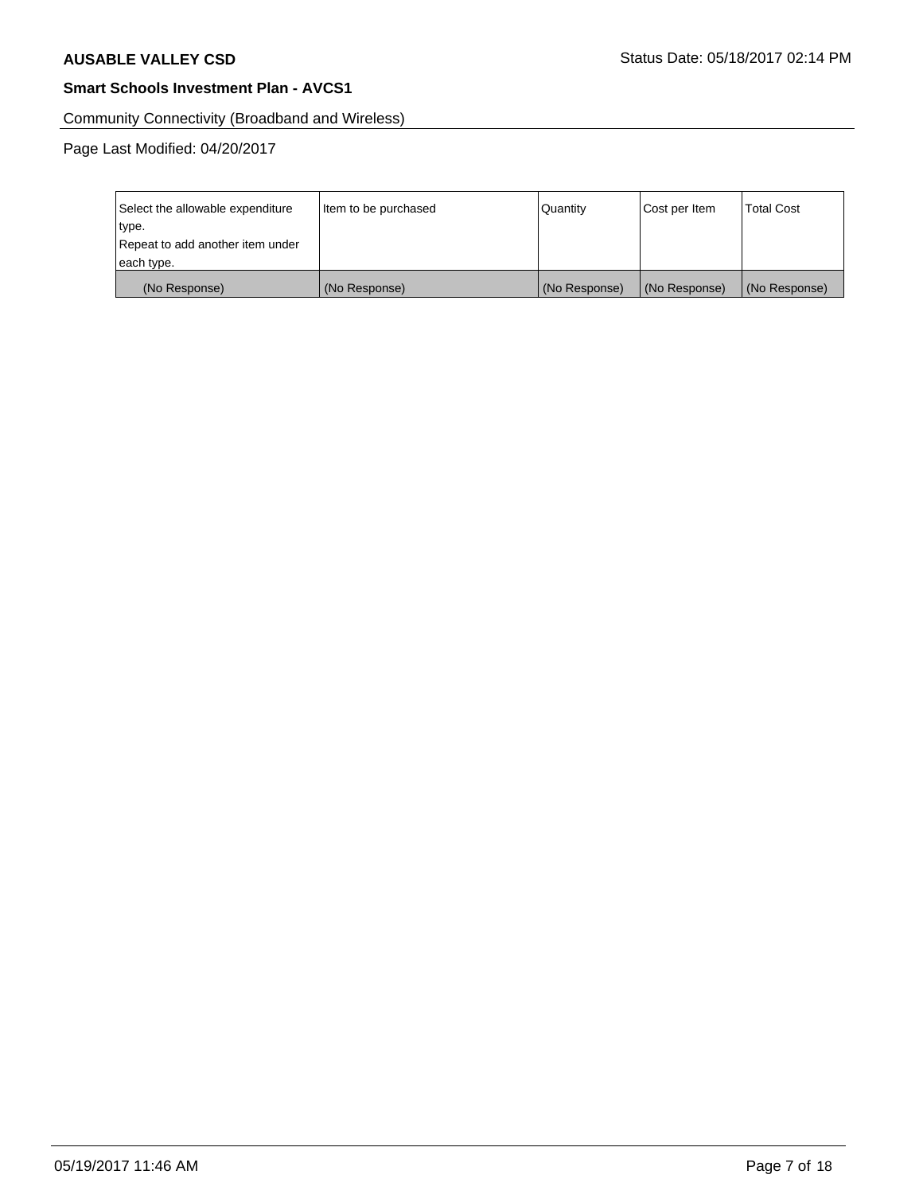Community Connectivity (Broadband and Wireless)

Page Last Modified: 04/20/2017

| Select the allowable expenditure type.<br>Repeat to add another item under each type. | Item to be purchased | Quantity | Cost per Item | Total Cost |
|---|---|---|---|---|
| (No Response) | (No Response) | (No Response) | (No Response) | (No Response) |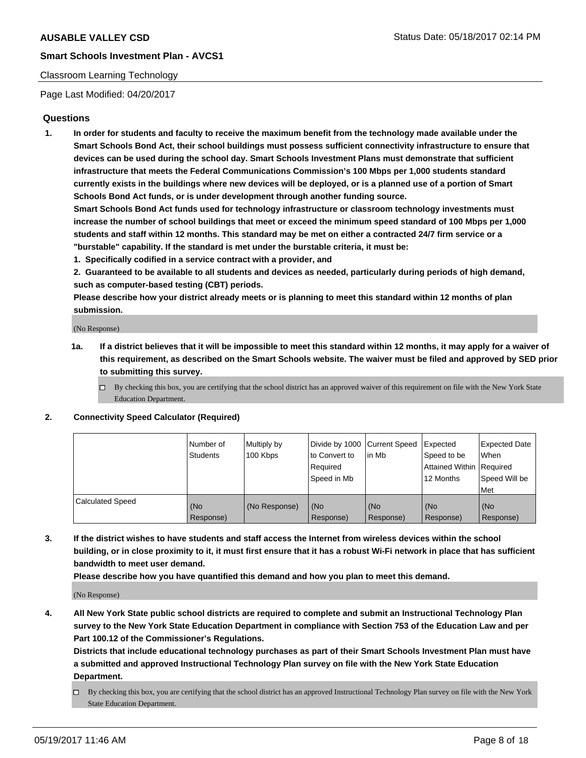## Classroom Learning Technology

Page Last Modified: 04/20/2017

### Questions

1. **In order for students and faculty to receive the maximum benefit from the technology made available under the Smart Schools Bond Act, their school buildings must possess sufficient connectivity infrastructure to ensure that devices can be used during the school day. Smart Schools Investment Plans must demonstrate that sufficient infrastructure that meets the Federal Communications Commission's 100 Mbps per 1,000 students standard currently exists in the buildings where new devices will be deployed, or is a planned use of a portion of Smart Schools Bond Act funds, or is under development through another funding source.**

   **Smart Schools Bond Act funds used for technology infrastructure or classroom technology investments must increase the number of school buildings that meet or exceed the minimum speed standard of 100 Mbps per 1,000 students and staff within 12 months. This standard may be met on either a contracted 24/7 firm service or a "burstable" capability. If the standard is met under the burstable criteria, it must be:**

   **1. Specifically codified in a service contract with a provider, and**

   **2. Guaranteed to be available to all students and devices as needed, particularly during periods of high demand, such as computer-based testing (CBT) periods.**

   **Please describe how your district already meets or is planning to meet this standard within 12 months of plan submission.**

   (No Response)

   **1a. If a district believes that it will be impossible to meet this standard within 12 months, it may apply for a waiver of this requirement, as described on the Smart Schools website. The waiver must be filed and approved by SED prior to submitting this survey.**

   ☐ By checking this box, you are certifying that the school district has an approved waiver of this requirement on file with the New York State Education Department.

2. **Connectivity Speed Calculator (Required)**

| | Number of Students | Multiply by 100 Kbps | Divide by 1000 to Convert to Required Speed in Mb | Current Speed in Mb | Expected Speed to be Attained Within 12 Months | Expected Date When Required Speed Will be Met |
|---|---|---|---|---|---|---|
| Calculated Speed | (No Response) | (No Response) | (No Response) | (No Response) | (No Response) | (No Response) |

3. **If the district wishes to have students and staff access the Internet from wireless devices within the school building, or in close proximity to it, it must first ensure that it has a robust Wi-Fi network in place that has sufficient bandwidth to meet user demand.**

   **Please describe how you have quantified this demand and how you plan to meet this demand.**

   (No Response)

4. **All New York State public school districts are required to complete and submit an Instructional Technology Plan survey to the New York State Education Department in compliance with Section 753 of the Education Law and per Part 100.12 of the Commissioner's Regulations.**

   **Districts that include educational technology purchases as part of their Smart Schools Investment Plan must have a submitted and approved Instructional Technology Plan survey on file with the New York State Education Department.**

   ☐ By checking this box, you are certifying that the school district has an approved Instructional Technology Plan survey on file with the New York State Education Department.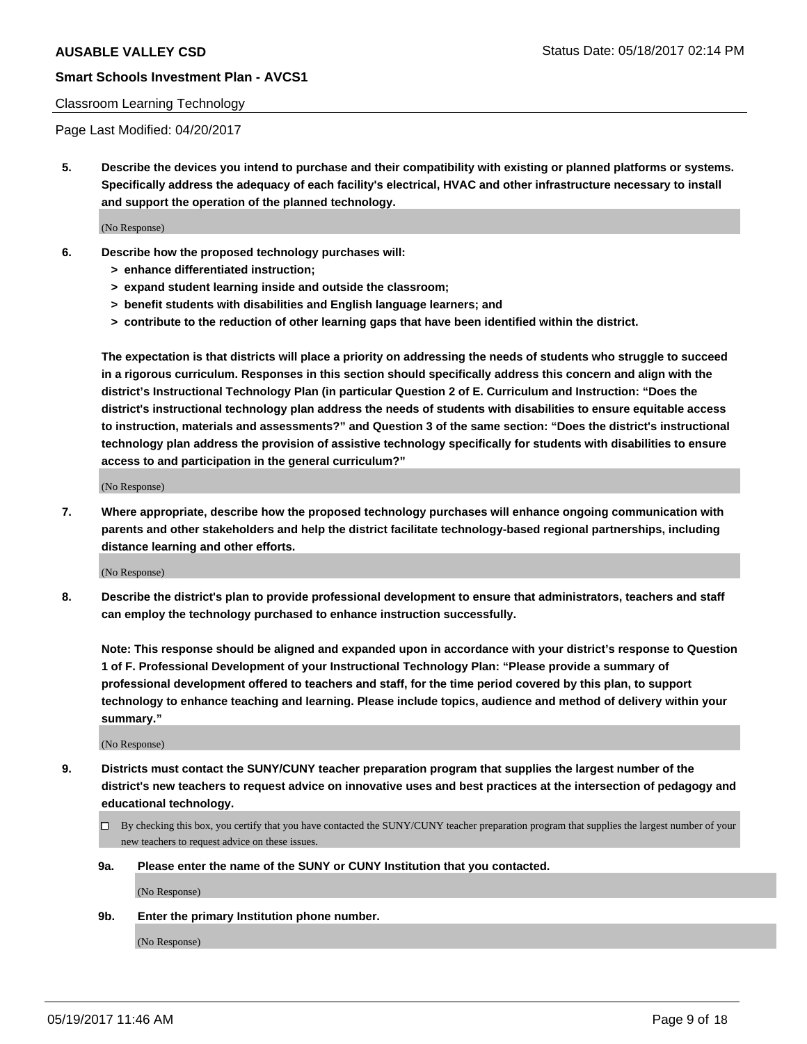Classroom Learning Technology

Page Last Modified: 04/20/2017

**5. Describe the devices you intend to purchase and their compatibility with existing or planned platforms or systems. Specifically address the adequacy of each facility's electrical, HVAC and other infrastructure necessary to install and support the operation of the planned technology.**

(No Response)

**6. Describe how the proposed technology purchases will:**

- **> enhance differentiated instruction;**
- **> expand student learning inside and outside the classroom;**
- **> benefit students with disabilities and English language learners; and**
- **> contribute to the reduction of other learning gaps that have been identified within the district.**

**The expectation is that districts will place a priority on addressing the needs of students who struggle to succeed in a rigorous curriculum. Responses in this section should specifically address this concern and align with the district's Instructional Technology Plan (in particular Question 2 of E. Curriculum and Instruction: "Does the district's instructional technology plan address the needs of students with disabilities to ensure equitable access to instruction, materials and assessments?" and Question 3 of the same section: "Does the district's instructional technology plan address the provision of assistive technology specifically for students with disabilities to ensure access to and participation in the general curriculum?"**

(No Response)

**7. Where appropriate, describe how the proposed technology purchases will enhance ongoing communication with parents and other stakeholders and help the district facilitate technology-based regional partnerships, including distance learning and other efforts.**

(No Response)

**8. Describe the district's plan to provide professional development to ensure that administrators, teachers and staff can employ the technology purchased to enhance instruction successfully.**

**Note: This response should be aligned and expanded upon in accordance with your district's response to Question 1 of F. Professional Development of your Instructional Technology Plan: "Please provide a summary of professional development offered to teachers and staff, for the time period covered by this plan, to support technology to enhance teaching and learning. Please include topics, audience and method of delivery within your summary."**

(No Response)

**9. Districts must contact the SUNY/CUNY teacher preparation program that supplies the largest number of the district's new teachers to request advice on innovative uses and best practices at the intersection of pedagogy and educational technology.**

☐ By checking this box, you certify that you have contacted the SUNY/CUNY teacher preparation program that supplies the largest number of your new teachers to request advice on these issues.

**9a. Please enter the name of the SUNY or CUNY Institution that you contacted.**

(No Response)

**9b. Enter the primary Institution phone number.**

(No Response)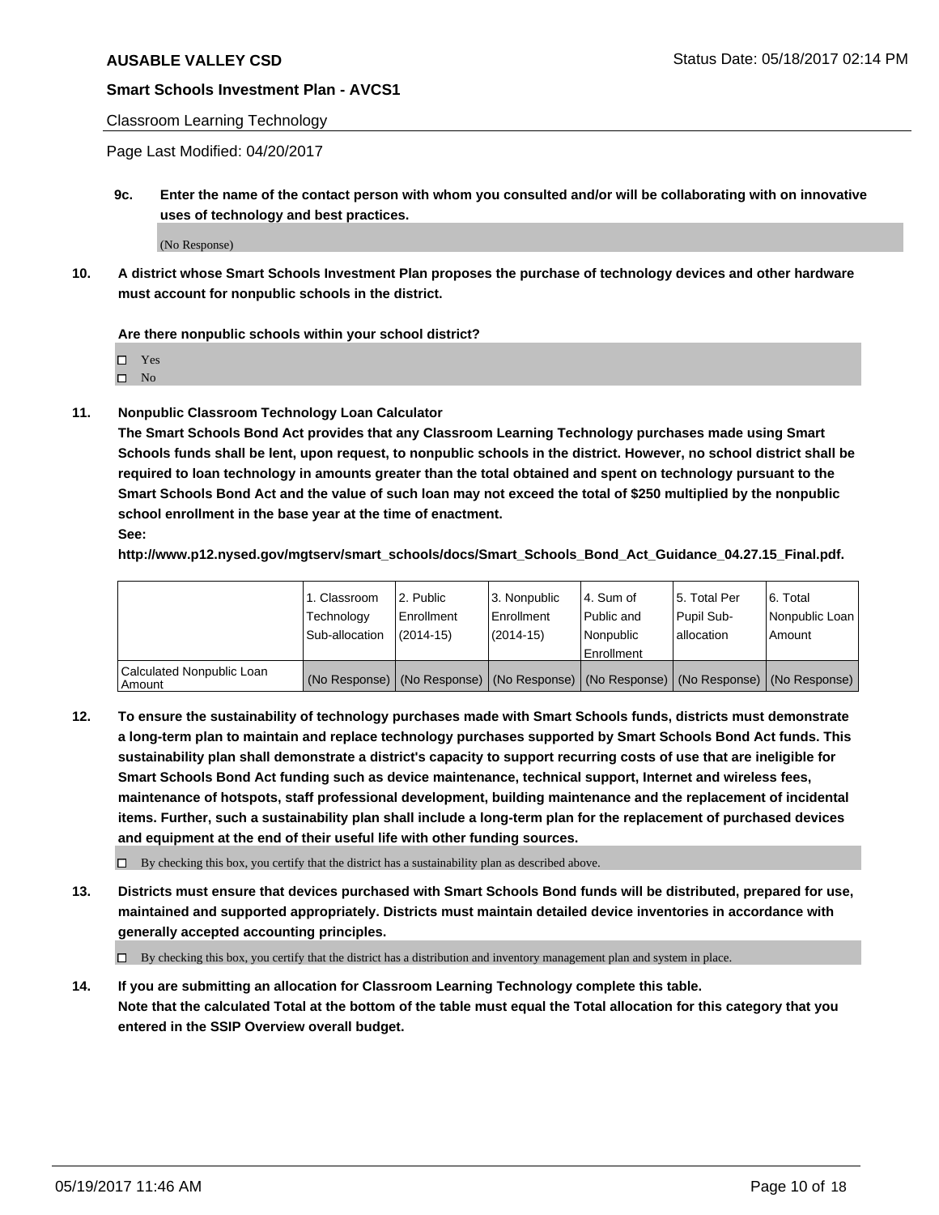**AUSABLE VALLEY CSD**

**Smart Schools Investment Plan - AVCS1**

Classroom Learning Technology

Page Last Modified: 04/20/2017

**9c. Enter the name of the contact person with whom you consulted and/or will be collaborating with on innovative uses of technology and best practices.**

(No Response)

**10. A district whose Smart Schools Investment Plan proposes the purchase of technology devices and other hardware must account for nonpublic schools in the district.**

**Are there nonpublic schools within your school district?**

- ☐ Yes
- ☐ No

**11. Nonpublic Classroom Technology Loan Calculator**

**The Smart Schools Bond Act provides that any Classroom Learning Technology purchases made using Smart Schools funds shall be lent, upon request, to nonpublic schools in the district. However, no school district shall be required to loan technology in amounts greater than the total obtained and spent on technology pursuant to the Smart Schools Bond Act and the value of such loan may not exceed the total of $250 multiplied by the nonpublic school enrollment in the base year at the time of enactment.**

**See:**

**http://www.p12.nysed.gov/mgtserv/smart_schools/docs/Smart_Schools_Bond_Act_Guidance_04.27.15_Final.pdf.**

| | 1. Classroom Technology Sub-allocation | 2. Public Enrollment (2014-15) | 3. Nonpublic Enrollment (2014-15) | 4. Sum of Public and Nonpublic Enrollment | 5. Total Per Pupil Sub-allocation | 6. Total Nonpublic Loan Amount |
|---|---|---|---|---|---|---|
| Calculated Nonpublic Loan Amount | (No Response) | (No Response) | (No Response) | (No Response) | (No Response) | (No Response) |

**12. To ensure the sustainability of technology purchases made with Smart Schools funds, districts must demonstrate a long-term plan to maintain and replace technology purchases supported by Smart Schools Bond Act funds. This sustainability plan shall demonstrate a district's capacity to support recurring costs of use that are ineligible for Smart Schools Bond Act funding such as device maintenance, technical support, Internet and wireless fees, maintenance of hotspots, staff professional development, building maintenance and the replacement of incidental items. Further, such a sustainability plan shall include a long-term plan for the replacement of purchased devices and equipment at the end of their useful life with other funding sources.**

☐ By checking this box, you certify that the district has a sustainability plan as described above.

**13. Districts must ensure that devices purchased with Smart Schools Bond funds will be distributed, prepared for use, maintained and supported appropriately. Districts must maintain detailed device inventories in accordance with generally accepted accounting principles.**

☐ By checking this box, you certify that the district has a distribution and inventory management plan and system in place.

**14. If you are submitting an allocation for Classroom Learning Technology complete this table. Note that the calculated Total at the bottom of the table must equal the Total allocation for this category that you entered in the SSIP Overview overall budget.**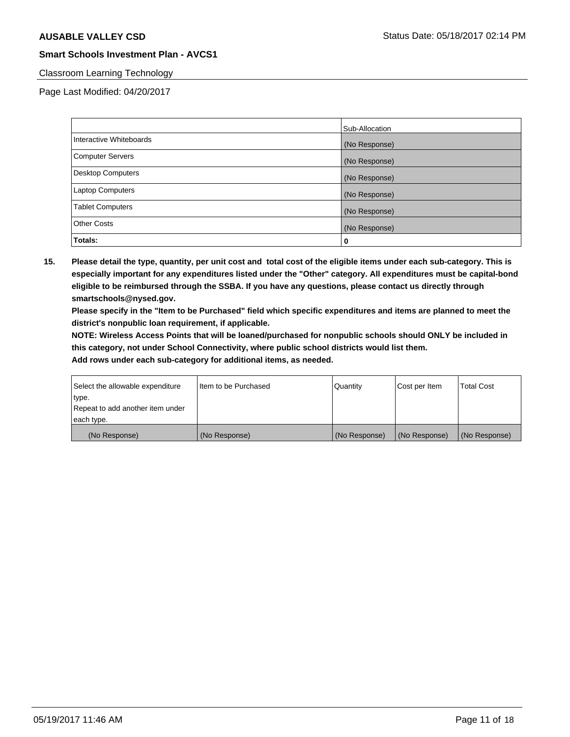Classroom Learning Technology

Page Last Modified: 04/20/2017

| | Sub-Allocation |
|---|---|
| Interactive Whiteboards | (No Response) |
| Computer Servers | (No Response) |
| Desktop Computers | (No Response) |
| Laptop Computers | (No Response) |
| Tablet Computers | (No Response) |
| Other Costs | (No Response) |
| **Totals:** | **0** |

**15. Please detail the type, quantity, per unit cost and total cost of the eligible items under each sub-category. This is especially important for any expenditures listed under the "Other" category. All expenditures must be capital-bond eligible to be reimbursed through the SSBA. If you have any questions, please contact us directly through smartschools@nysed.gov.**

**Please specify in the "Item to be Purchased" field which specific expenditures and items are planned to meet the district's nonpublic loan requirement, if applicable.**

**NOTE: Wireless Access Points that will be loaned/purchased for nonpublic schools should ONLY be included in this category, not under School Connectivity, where public school districts would list them.**

**Add rows under each sub-category for additional items, as needed.**

| Select the allowable expenditure type. Repeat to add another item under each type. | Item to be Purchased | Quantity | Cost per Item | Total Cost |
|---|---|---|---|---|
| (No Response) | (No Response) | (No Response) | (No Response) | (No Response) |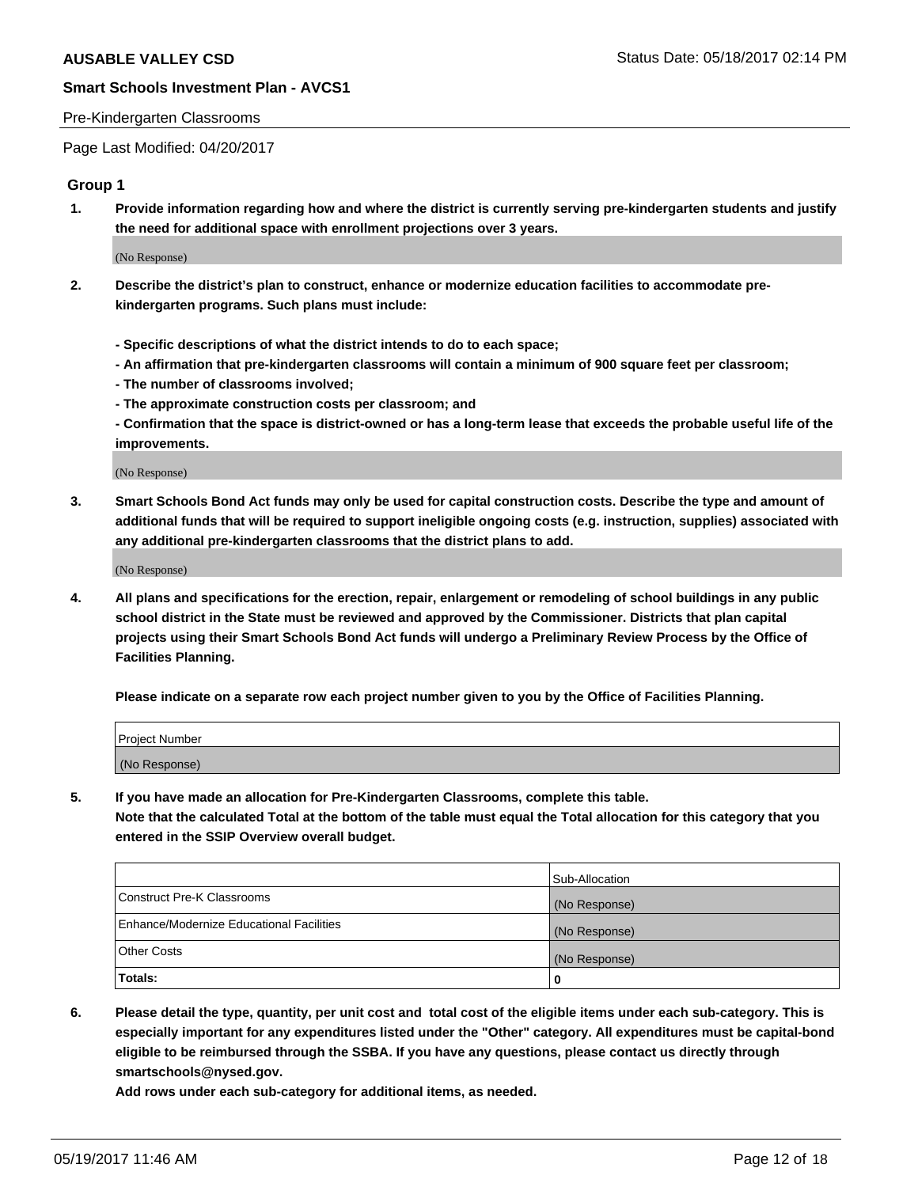Pre-Kindergarten Classrooms

Page Last Modified: 04/20/2017

## Group 1

**1. Provide information regarding how and where the district is currently serving pre-kindergarten students and justify the need for additional space with enrollment projections over 3 years.**

(No Response)

**2. Describe the district's plan to construct, enhance or modernize education facilities to accommodate pre-kindergarten programs. Such plans must include:**

**- Specific descriptions of what the district intends to do to each space;**
**- An affirmation that pre-kindergarten classrooms will contain a minimum of 900 square feet per classroom;**
**- The number of classrooms involved;**
**- The approximate construction costs per classroom; and**
**- Confirmation that the space is district-owned or has a long-term lease that exceeds the probable useful life of the improvements.**

(No Response)

**3. Smart Schools Bond Act funds may only be used for capital construction costs. Describe the type and amount of additional funds that will be required to support ineligible ongoing costs (e.g. instruction, supplies) associated with any additional pre-kindergarten classrooms that the district plans to add.**

(No Response)

**4. All plans and specifications for the erection, repair, enlargement or remodeling of school buildings in any public school district in the State must be reviewed and approved by the Commissioner. Districts that plan capital projects using their Smart Schools Bond Act funds will undergo a Preliminary Review Process by the Office of Facilities Planning.**

**Please indicate on a separate row each project number given to you by the Office of Facilities Planning.**

| Project Number |
|---|
| (No Response) |

**5. If you have made an allocation for Pre-Kindergarten Classrooms, complete this table.**
**Note that the calculated Total at the bottom of the table must equal the Total allocation for this category that you entered in the SSIP Overview overall budget.**

| | Sub-Allocation |
|---|---|
| Construct Pre-K Classrooms | (No Response) |
| Enhance/Modernize Educational Facilities | (No Response) |
| Other Costs | (No Response) |
| **Totals:** | **0** |

**6. Please detail the type, quantity, per unit cost and total cost of the eligible items under each sub-category. This is especially important for any expenditures listed under the "Other" category. All expenditures must be capital-bond eligible to be reimbursed through the SSBA. If you have any questions, please contact us directly through smartschools@nysed.gov.**

**Add rows under each sub-category for additional items, as needed.**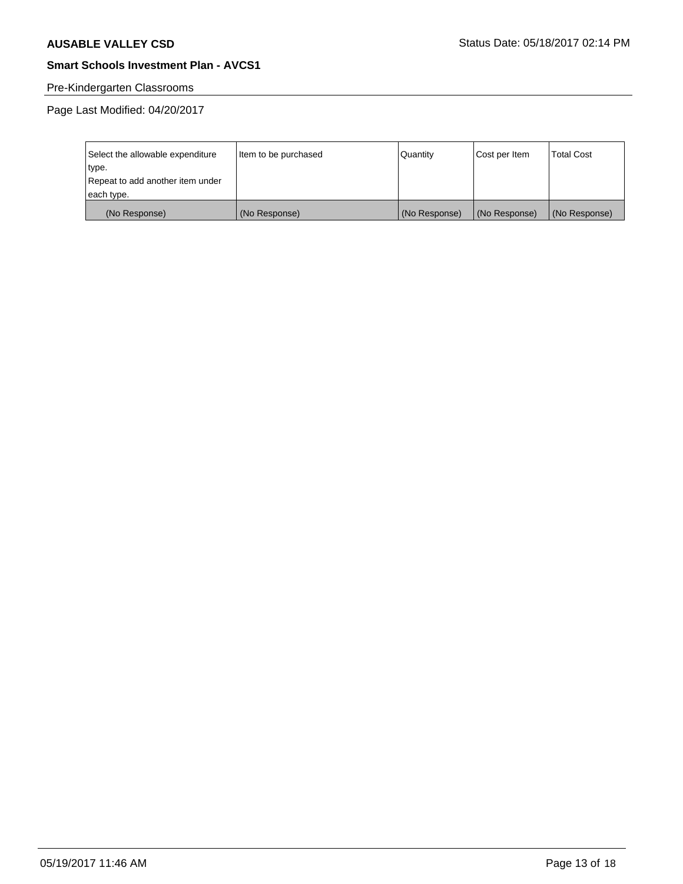## Pre-Kindergarten Classrooms

Page Last Modified: 04/20/2017

| Select the allowable expenditure type.<br>Repeat to add another item under each type. | Item to be purchased | Quantity | Cost per Item | Total Cost |
|---|---|---|---|---|
| (No Response) | (No Response) | (No Response) | (No Response) | (No Response) |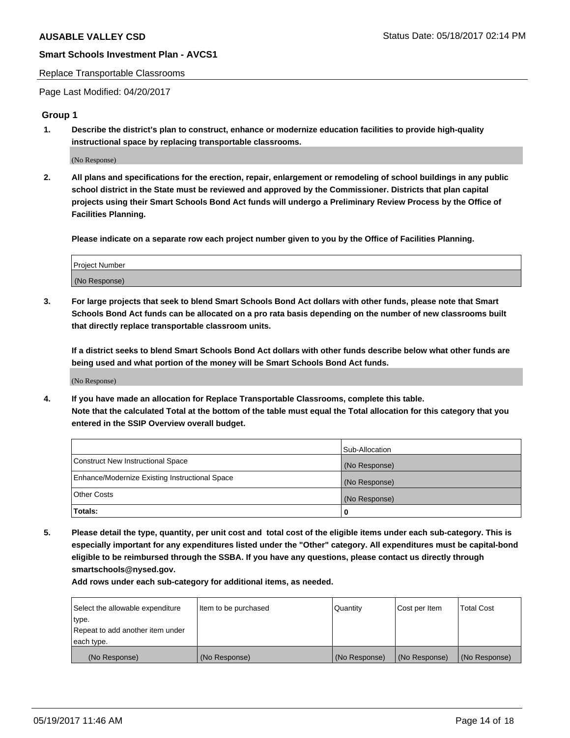Replace Transportable Classrooms

Page Last Modified: 04/20/2017

## Group 1

**1. Describe the district's plan to construct, enhance or modernize education facilities to provide high-quality instructional space by replacing transportable classrooms.**

(No Response)

**2. All plans and specifications for the erection, repair, enlargement or remodeling of school buildings in any public school district in the State must be reviewed and approved by the Commissioner. Districts that plan capital projects using their Smart Schools Bond Act funds will undergo a Preliminary Review Process by the Office of Facilities Planning.**

**Please indicate on a separate row each project number given to you by the Office of Facilities Planning.**

| Project Number |
| --- |
| (No Response) |

**3. For large projects that seek to blend Smart Schools Bond Act dollars with other funds, please note that Smart Schools Bond Act funds can be allocated on a pro rata basis depending on the number of new classrooms built that directly replace transportable classroom units.**

**If a district seeks to blend Smart Schools Bond Act dollars with other funds describe below what other funds are being used and what portion of the money will be Smart Schools Bond Act funds.**

(No Response)

**4. If you have made an allocation for Replace Transportable Classrooms, complete this table. Note that the calculated Total at the bottom of the table must equal the Total allocation for this category that you entered in the SSIP Overview overall budget.**

| | Sub-Allocation |
| --- | --- |
| Construct New Instructional Space | (No Response) |
| Enhance/Modernize Existing Instructional Space | (No Response) |
| Other Costs | (No Response) |
| **Totals:** | **0** |

**5. Please detail the type, quantity, per unit cost and total cost of the eligible items under each sub-category. This is especially important for any expenditures listed under the "Other" category. All expenditures must be capital-bond eligible to be reimbursed through the SSBA. If you have any questions, please contact us directly through smartschools@nysed.gov.**

**Add rows under each sub-category for additional items, as needed.**

| Select the allowable expenditure type. Repeat to add another item under each type. | Item to be purchased | Quantity | Cost per Item | Total Cost |
| --- | --- | --- | --- | --- |
| (No Response) | (No Response) | (No Response) | (No Response) | (No Response) |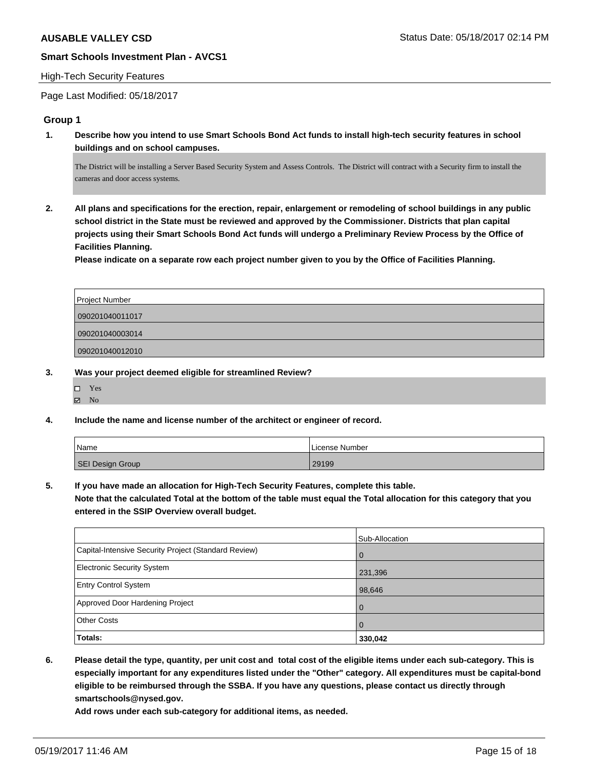**AUSABLE VALLEY CSD**

**Smart Schools Investment Plan - AVCS1**

High-Tech Security Features

Page Last Modified: 05/18/2017

### Group 1

**1. Describe how you intend to use Smart Schools Bond Act funds to install high-tech security features in school buildings and on school campuses.**

The District will be installing a Server Based Security System and Assess Controls. The District will contract with a Security firm to install the cameras and door access systems.

**2. All plans and specifications for the erection, repair, enlargement or remodeling of school buildings in any public school district in the State must be reviewed and approved by the Commissioner. Districts that plan capital projects using their Smart Schools Bond Act funds will undergo a Preliminary Review Process by the Office of Facilities Planning.**

**Please indicate on a separate row each project number given to you by the Office of Facilities Planning.**

| Project Number |
|---|
| 090201040011017 |
| 090201040003014 |
| 090201040012010 |

**3. Was your project deemed eligible for streamlined Review?**

- ☐ Yes
- ☑ No

**4. Include the name and license number of the architect or engineer of record.**

| Name | License Number |
|---|---|
| SEI Design Group | 29199 |

**5. If you have made an allocation for High-Tech Security Features, complete this table.**
**Note that the calculated Total at the bottom of the table must equal the Total allocation for this category that you entered in the SSIP Overview overall budget.**

| | Sub-Allocation |
|---|---|
| Capital-Intensive Security Project (Standard Review) | 0 |
| Electronic Security System | 231,396 |
| Entry Control System | 98,646 |
| Approved Door Hardening Project | 0 |
| Other Costs | 0 |
| **Totals:** | **330,042** |

**6. Please detail the type, quantity, per unit cost and total cost of the eligible items under each sub-category. This is especially important for any expenditures listed under the "Other" category. All expenditures must be capital-bond eligible to be reimbursed through the SSBA. If you have any questions, please contact us directly through smartschools@nysed.gov.**

**Add rows under each sub-category for additional items, as needed.**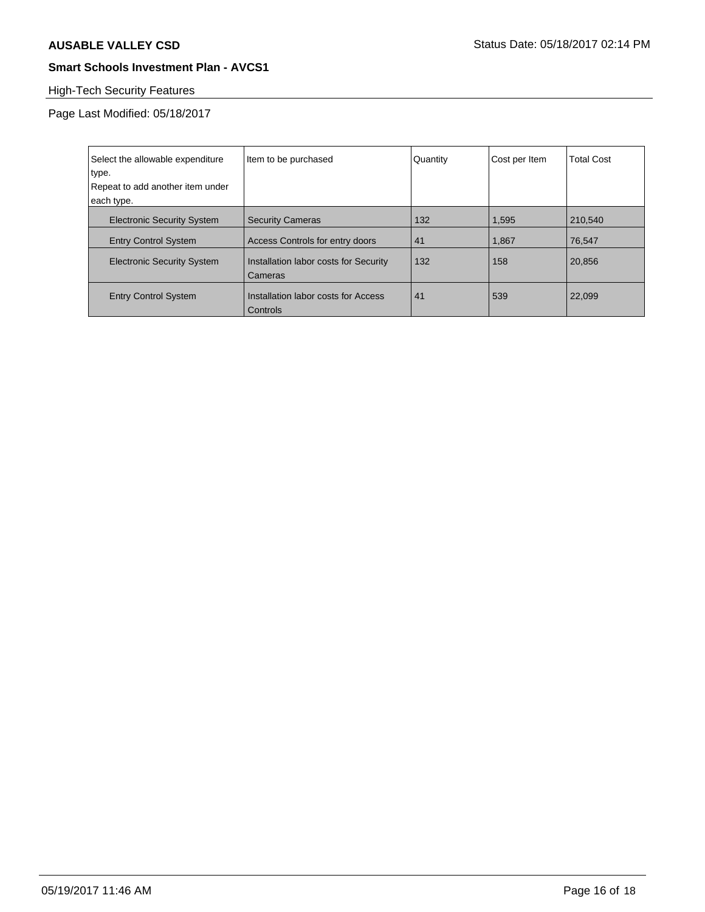**AUSABLE VALLEY CSD** Status Date: 05/18/2017 02:14 PM

**Smart Schools Investment Plan - AVCS1**

High-Tech Security Features

Page Last Modified: 05/18/2017

| Select the allowable expenditure type.<br>Repeat to add another item under each type. | Item to be purchased | Quantity | Cost per Item | Total Cost |
|---|---|---|---|---|
| Electronic Security System | Security Cameras | 132 | 1,595 | 210,540 |
| Entry Control System | Access Controls for entry doors | 41 | 1,867 | 76,547 |
| Electronic Security System | Installation labor costs for Security Cameras | 132 | 158 | 20,856 |
| Entry Control System | Installation labor costs for Access Controls | 41 | 539 | 22,099 |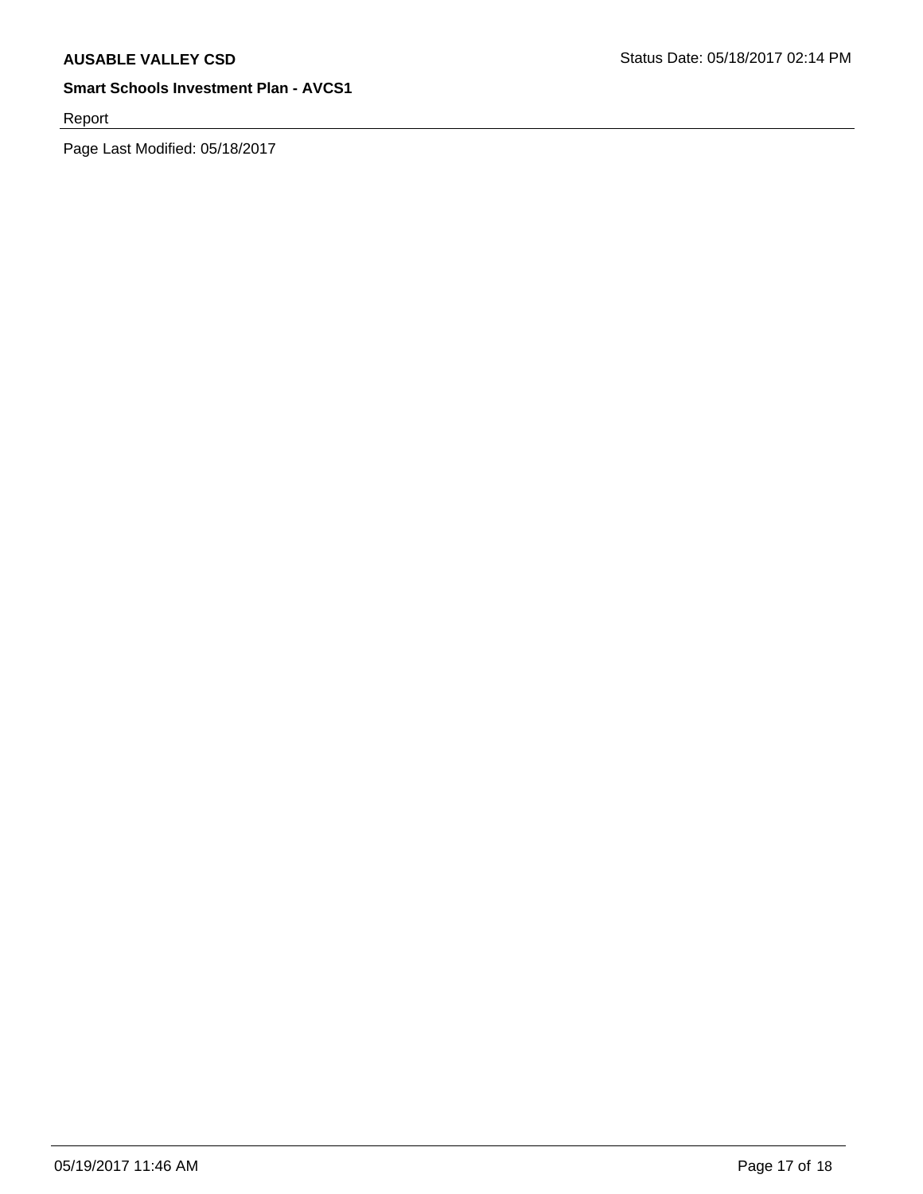Report

Page Last Modified: 05/18/2017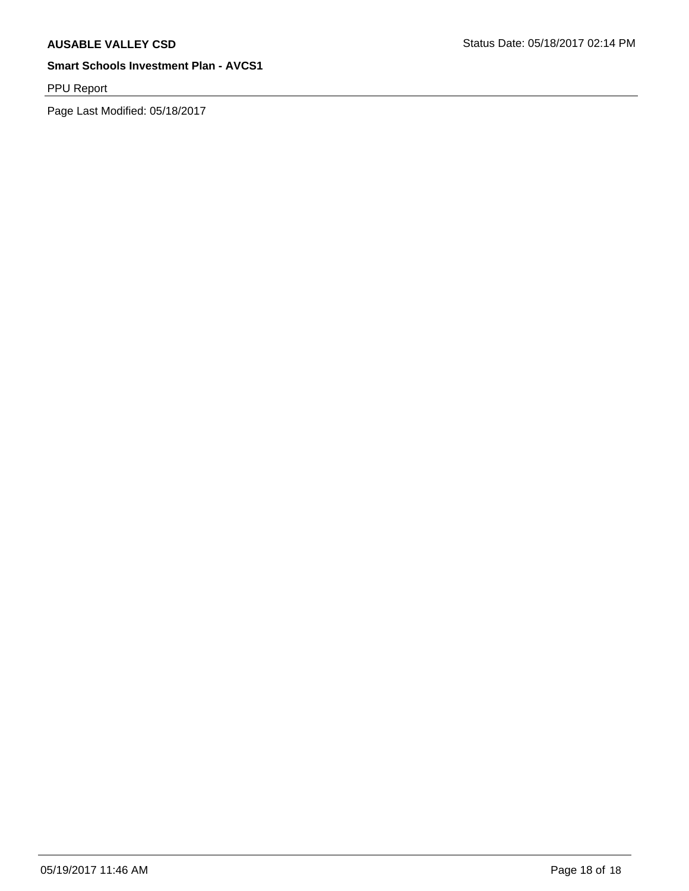## PPU Report

Page Last Modified: 05/18/2017